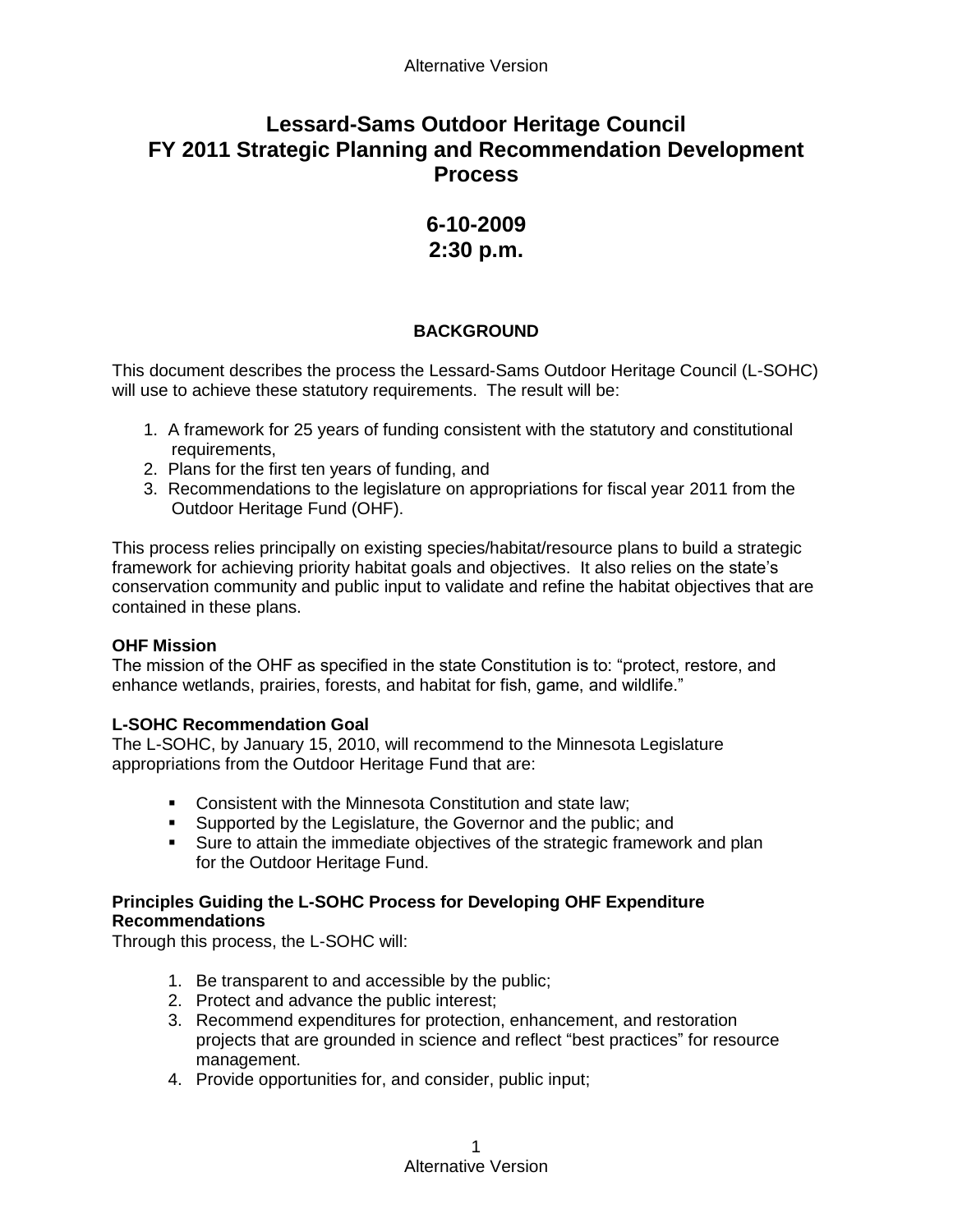# Lessard-Sams Outdoor Heritage Council
# FY 2011 Strategic Planning and Recommendation Development Process

## 6-10-2009
## 2:30 p.m.

### BACKGROUND

This document describes the process the Lessard-Sams Outdoor Heritage Council (L-SOHC) will use to achieve these statutory requirements. The result will be:

1. A framework for 25 years of funding consistent with the statutory and constitutional requirements,
2. Plans for the first ten years of funding, and
3. Recommendations to the legislature on appropriations for fiscal year 2011 from the Outdoor Heritage Fund (OHF).

This process relies principally on existing species/habitat/resource plans to build a strategic framework for achieving priority habitat goals and objectives. It also relies on the state's conservation community and public input to validate and refine the habitat objectives that are contained in these plans.

**OHF Mission**

The mission of the OHF as specified in the state Constitution is to: "protect, restore, and enhance wetlands, prairies, forests, and habitat for fish, game, and wildlife."

**L-SOHC Recommendation Goal**

The L-SOHC, by January 15, 2010, will recommend to the Minnesota Legislature appropriations from the Outdoor Heritage Fund that are:

- Consistent with the Minnesota Constitution and state law;
- Supported by the Legislature, the Governor and the public; and
- Sure to attain the immediate objectives of the strategic framework and plan for the Outdoor Heritage Fund.

**Principles Guiding the L-SOHC Process for Developing OHF Expenditure Recommendations**

Through this process, the L-SOHC will:

1. Be transparent to and accessible by the public;
2. Protect and advance the public interest;
3. Recommend expenditures for protection, enhancement, and restoration projects that are grounded in science and reflect "best practices" for resource management.
4. Provide opportunities for, and consider, public input;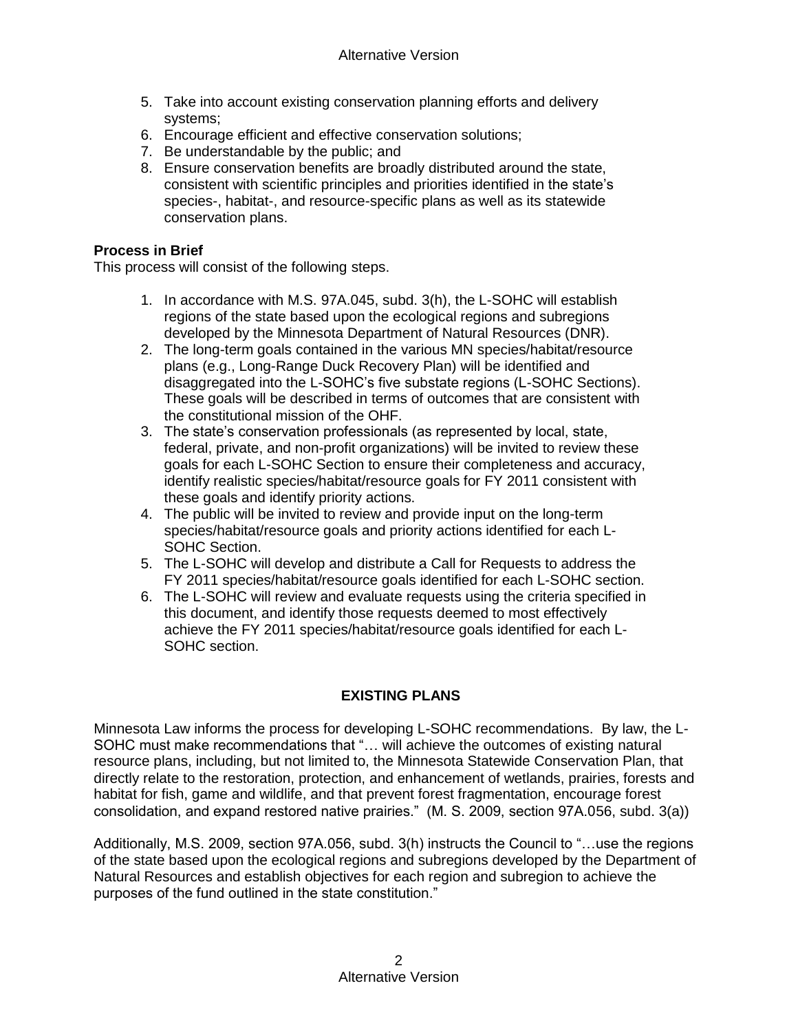5. Take into account existing conservation planning efforts and delivery systems;
6. Encourage efficient and effective conservation solutions;
7. Be understandable by the public; and
8. Ensure conservation benefits are broadly distributed around the state, consistent with scientific principles and priorities identified in the state's species-, habitat-, and resource-specific plans as well as its statewide conservation plans.

**Process in Brief**

This process will consist of the following steps.

1. In accordance with M.S. 97A.045, subd. 3(h), the L-SOHC will establish regions of the state based upon the ecological regions and subregions developed by the Minnesota Department of Natural Resources (DNR).
2. The long-term goals contained in the various MN species/habitat/resource plans (e.g., Long-Range Duck Recovery Plan) will be identified and disaggregated into the L-SOHC's five substate regions (L-SOHC Sections). These goals will be described in terms of outcomes that are consistent with the constitutional mission of the OHF.
3. The state's conservation professionals (as represented by local, state, federal, private, and non-profit organizations) will be invited to review these goals for each L-SOHC Section to ensure their completeness and accuracy, identify realistic species/habitat/resource goals for FY 2011 consistent with these goals and identify priority actions.
4. The public will be invited to review and provide input on the long-term species/habitat/resource goals and priority actions identified for each L-SOHC Section.
5. The L-SOHC will develop and distribute a Call for Requests to address the FY 2011 species/habitat/resource goals identified for each L-SOHC section.
6. The L-SOHC will review and evaluate requests using the criteria specified in this document, and identify those requests deemed to most effectively achieve the FY 2011 species/habitat/resource goals identified for each L-SOHC section.

## EXISTING PLANS

Minnesota Law informs the process for developing L-SOHC recommendations. By law, the L-SOHC must make recommendations that "… will achieve the outcomes of existing natural resource plans, including, but not limited to, the Minnesota Statewide Conservation Plan, that directly relate to the restoration, protection, and enhancement of wetlands, prairies, forests and habitat for fish, game and wildlife, and that prevent forest fragmentation, encourage forest consolidation, and expand restored native prairies." (M. S. 2009, section 97A.056, subd. 3(a))

Additionally, M.S. 2009, section 97A.056, subd. 3(h) instructs the Council to "…use the regions of the state based upon the ecological regions and subregions developed by the Department of Natural Resources and establish objectives for each region and subregion to achieve the purposes of the fund outlined in the state constitution."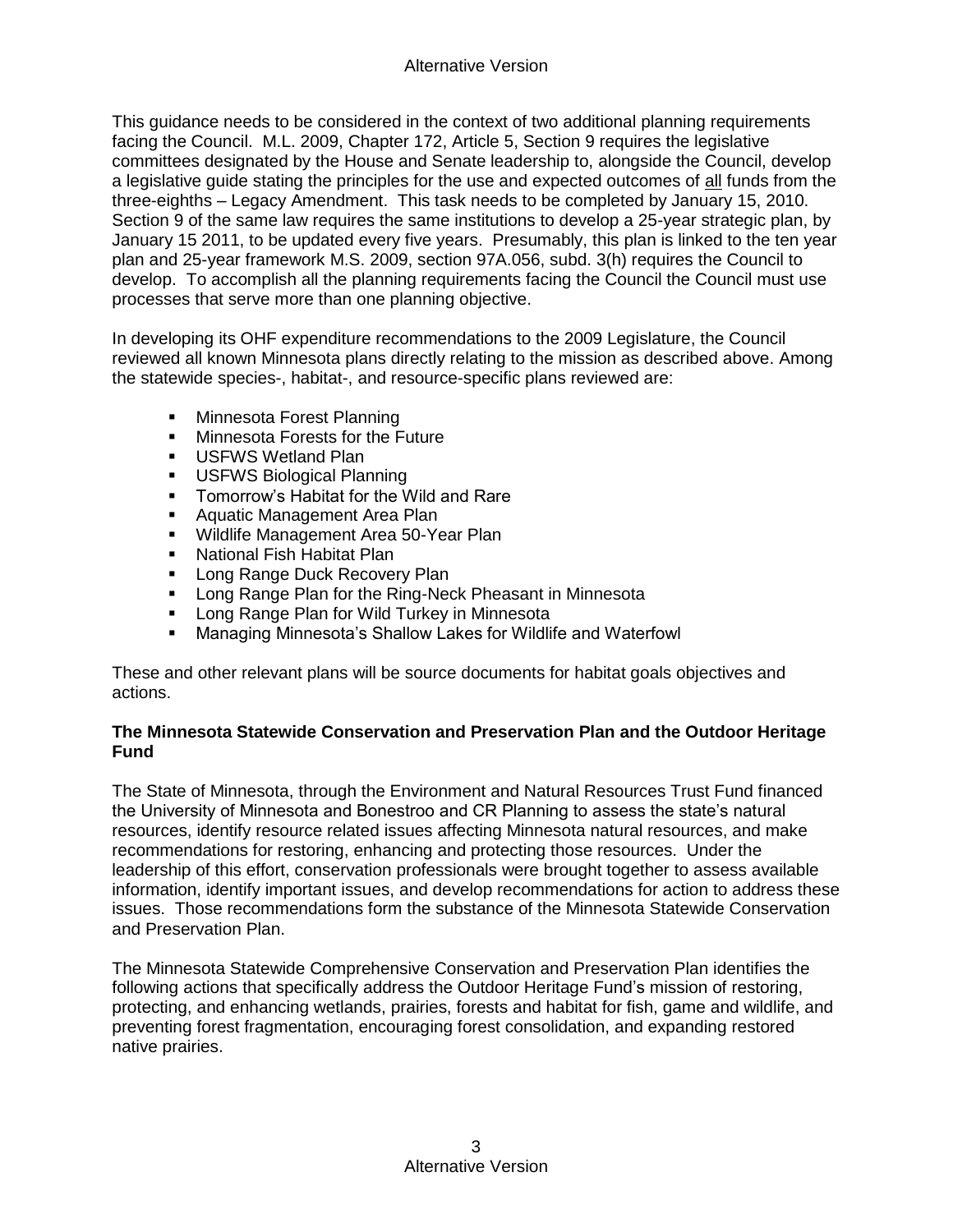This guidance needs to be considered in the context of two additional planning requirements facing the Council. M.L. 2009, Chapter 172, Article 5, Section 9 requires the legislative committees designated by the House and Senate leadership to, alongside the Council, develop a legislative guide stating the principles for the use and expected outcomes of all funds from the three-eighths – Legacy Amendment. This task needs to be completed by January 15, 2010. Section 9 of the same law requires the same institutions to develop a 25-year strategic plan, by January 15 2011, to be updated every five years. Presumably, this plan is linked to the ten year plan and 25-year framework M.S. 2009, section 97A.056, subd. 3(h) requires the Council to develop. To accomplish all the planning requirements facing the Council the Council must use processes that serve more than one planning objective.

In developing its OHF expenditure recommendations to the 2009 Legislature, the Council reviewed all known Minnesota plans directly relating to the mission as described above. Among the statewide species-, habitat-, and resource-specific plans reviewed are:

- Minnesota Forest Planning
- Minnesota Forests for the Future
- USFWS Wetland Plan
- USFWS Biological Planning
- Tomorrow's Habitat for the Wild and Rare
- Aquatic Management Area Plan
- Wildlife Management Area 50-Year Plan
- National Fish Habitat Plan
- Long Range Duck Recovery Plan
- Long Range Plan for the Ring-Neck Pheasant in Minnesota
- Long Range Plan for Wild Turkey in Minnesota
- Managing Minnesota's Shallow Lakes for Wildlife and Waterfowl

These and other relevant plans will be source documents for habitat goals objectives and actions.

**The Minnesota Statewide Conservation and Preservation Plan and the Outdoor Heritage Fund**

The State of Minnesota, through the Environment and Natural Resources Trust Fund financed the University of Minnesota and Bonestroo and CR Planning to assess the state's natural resources, identify resource related issues affecting Minnesota natural resources, and make recommendations for restoring, enhancing and protecting those resources. Under the leadership of this effort, conservation professionals were brought together to assess available information, identify important issues, and develop recommendations for action to address these issues. Those recommendations form the substance of the Minnesota Statewide Conservation and Preservation Plan.

The Minnesota Statewide Comprehensive Conservation and Preservation Plan identifies the following actions that specifically address the Outdoor Heritage Fund's mission of restoring, protecting, and enhancing wetlands, prairies, forests and habitat for fish, game and wildlife, and preventing forest fragmentation, encouraging forest consolidation, and expanding restored native prairies.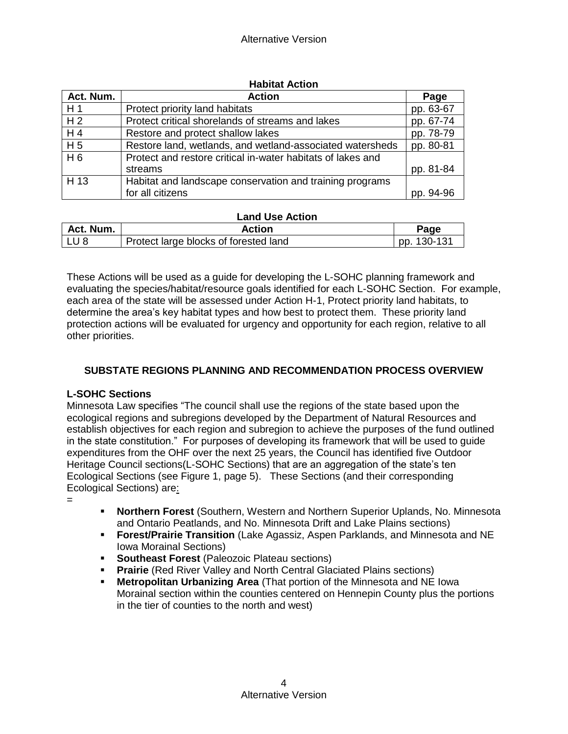**Habitat Action**

| Act. Num. | Action | Page |
| --- | --- | --- |
| H 1 | Protect priority land habitats | pp. 63-67 |
| H 2 | Protect critical shorelands of streams and lakes | pp. 67-74 |
| H 4 | Restore and protect shallow lakes | pp. 78-79 |
| H 5 | Restore land, wetlands, and wetland-associated watersheds | pp. 80-81 |
| H 6 | Protect and restore critical in-water habitats of lakes and streams | pp. 81-84 |
| H 13 | Habitat and landscape conservation and training programs for all citizens | pp. 94-96 |

**Land Use Action**

| Act. Num. | Action | Page |
| --- | --- | --- |
| LU 8 | Protect large blocks of forested land | pp. 130-131 |

These Actions will be used as a guide for developing the L-SOHC planning framework and evaluating the species/habitat/resource goals identified for each L-SOHC Section. For example, each area of the state will be assessed under Action H-1, Protect priority land habitats, to determine the area's key habitat types and how best to protect them. These priority land protection actions will be evaluated for urgency and opportunity for each region, relative to all other priorities.

## SUBSTATE REGIONS PLANNING AND RECOMMENDATION PROCESS OVERVIEW

### L-SOHC Sections

Minnesota Law specifies "The council shall use the regions of the state based upon the ecological regions and subregions developed by the Department of Natural Resources and establish objectives for each region and subregion to achieve the purposes of the fund outlined in the state constitution." For purposes of developing its framework that will be used to guide expenditures from the OHF over the next 25 years, the Council has identified five Outdoor Heritage Council sections(L-SOHC Sections) that are an aggregation of the state's ten Ecological Sections (see Figure 1, page 5). These Sections (and their corresponding Ecological Sections) are:
=

- **Northern Forest** (Southern, Western and Northern Superior Uplands, No. Minnesota and Ontario Peatlands, and No. Minnesota Drift and Lake Plains sections)
- **Forest/Prairie Transition** (Lake Agassiz, Aspen Parklands, and Minnesota and NE Iowa Morainal Sections)
- **Southeast Forest** (Paleozoic Plateau sections)
- **Prairie** (Red River Valley and North Central Glaciated Plains sections)
- **Metropolitan Urbanizing Area** (That portion of the Minnesota and NE Iowa Morainal section within the counties centered on Hennepin County plus the portions in the tier of counties to the north and west)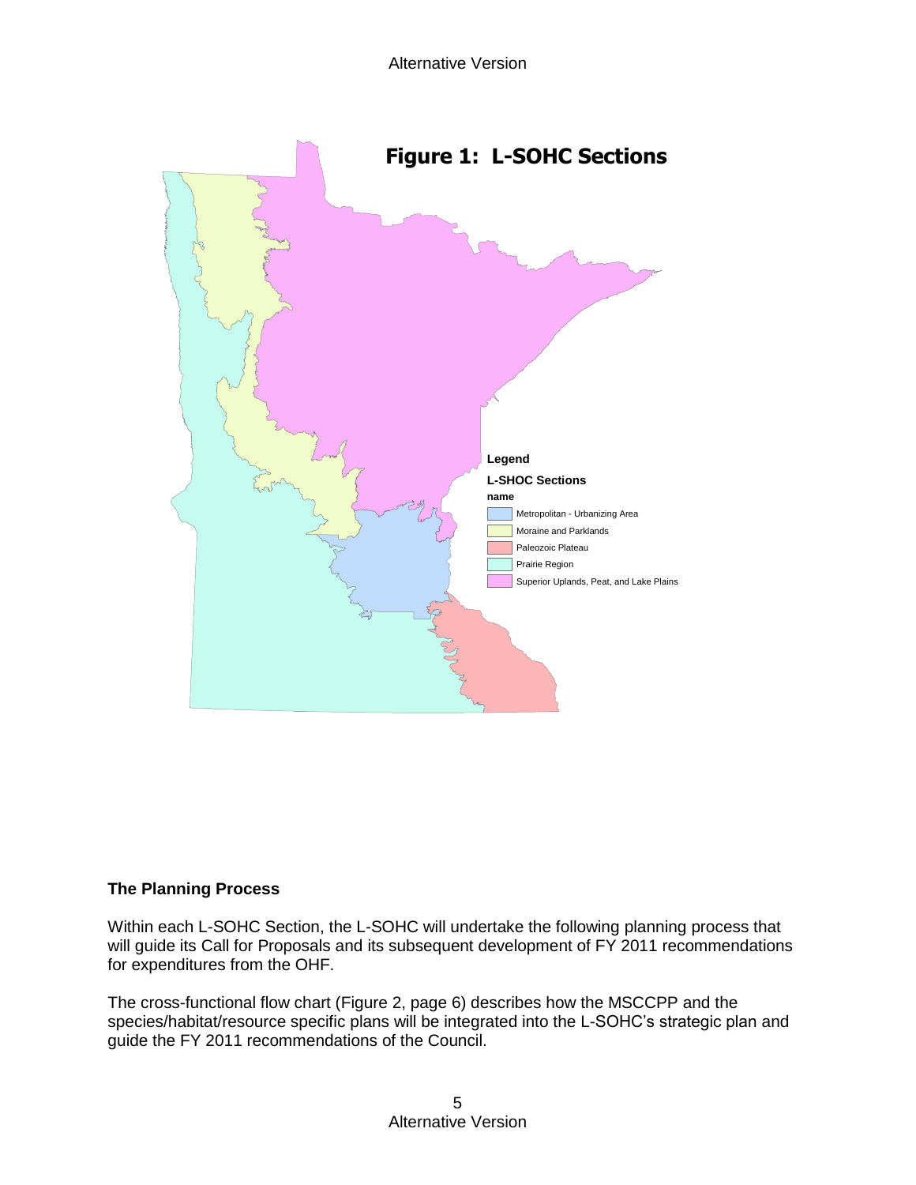**Figure 1: L-SOHC Sections**

Legend

L-SHOC Sections

name

- Metropolitan - Urbanizing Area
- Moraine and Parklands
- Paleozoic Plateau
- Prairie Region
- Superior Uplands, Peat, and Lake Plains

## The Planning Process

Within each L-SOHC Section, the L-SOHC will undertake the following planning process that will guide its Call for Proposals and its subsequent development of FY 2011 recommendations for expenditures from the OHF.

The cross-functional flow chart (Figure 2, page 6) describes how the MSCCPP and the species/habitat/resource specific plans will be integrated into the L-SOHC's strategic plan and guide the FY 2011 recommendations of the Council.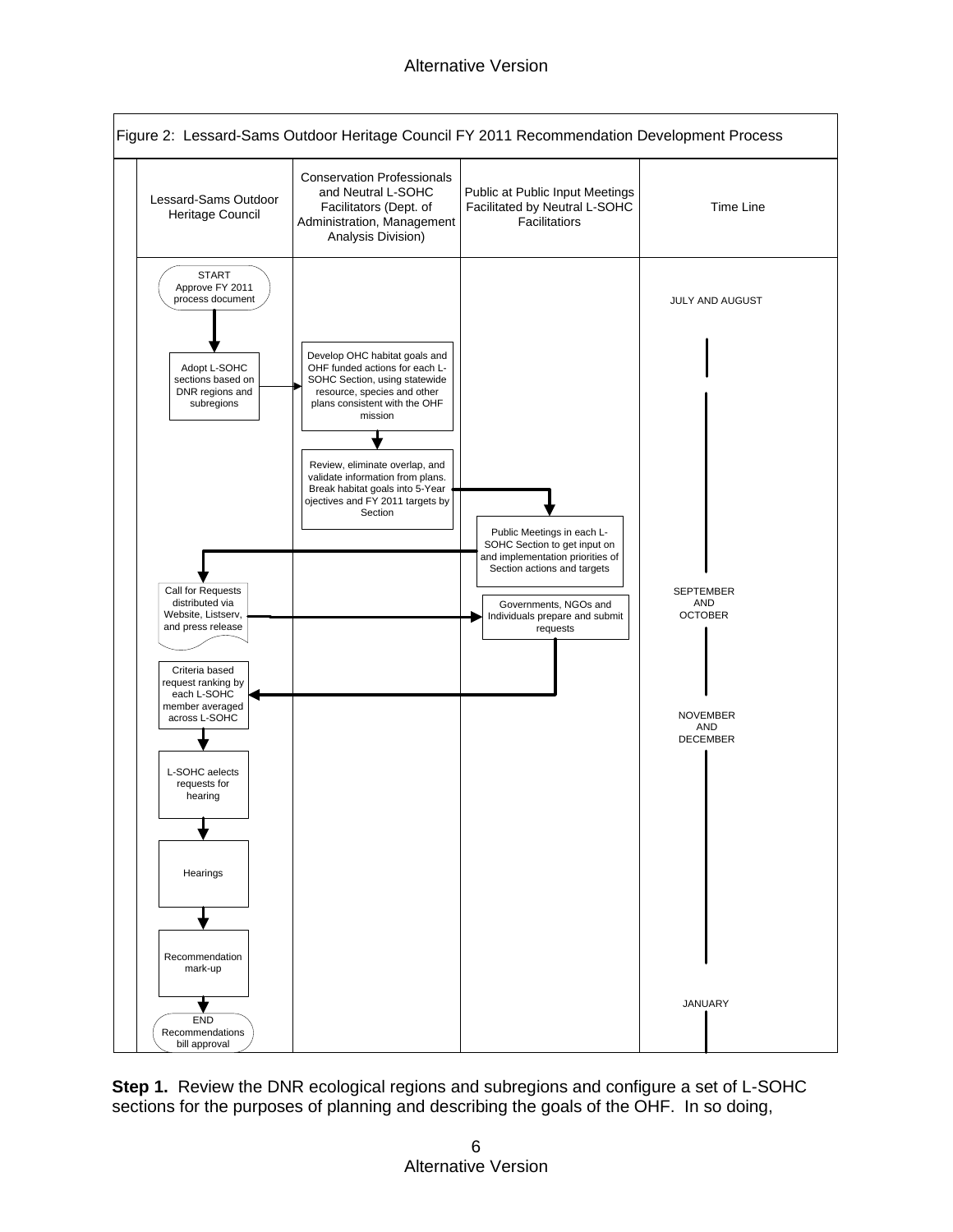Figure 2: Lessard-Sams Outdoor Heritage Council FY 2011 Recommendation Development Process

| Lessard-Sams Outdoor Heritage Council | Conservation Professionals and Neutral L-SOHC Facilitators (Dept. of Administration, Management Analysis Division) | Public at Public Input Meetings Facilitated by Neutral L-SOHC Facilitators | Time Line |
|---|---|---|---|
| START Approve FY 2011 process document | | | JULY AND AUGUST |
| Adopt L-SOHC sections based on DNR regions and subregions | Develop OHC habitat goals and OHF funded actions for each L-SOHC Section, using statewide resource, species and other plans consistent with the OHF mission | | |
| | Review, eliminate overlap, and validate information from plans. Break habitat goals into 5-Year ojectives and FY 2011 targets by Section | | |
| | | Public Meetings in each L-SOHC Section to get input on and implementation priorities of Section actions and targets | |
| Call for Requests distributed via Website, Listserv, and press release | | Governments, NGOs and Individuals prepare and submit requests | SEPTEMBER AND OCTOBER |
| Criteria based request ranking by each L-SOHC member averaged across L-SOHC | | | NOVEMBER AND DECEMBER |
| L-SOHC aelects requests for hearing | | | |
| Hearings | | | |
| Recommendation mark-up | | | |
| END Recommendations bill approval | | | JANUARY |

**Step 1.** Review the DNR ecological regions and subregions and configure a set of L-SOHC sections for the purposes of planning and describing the goals of the OHF. In so doing,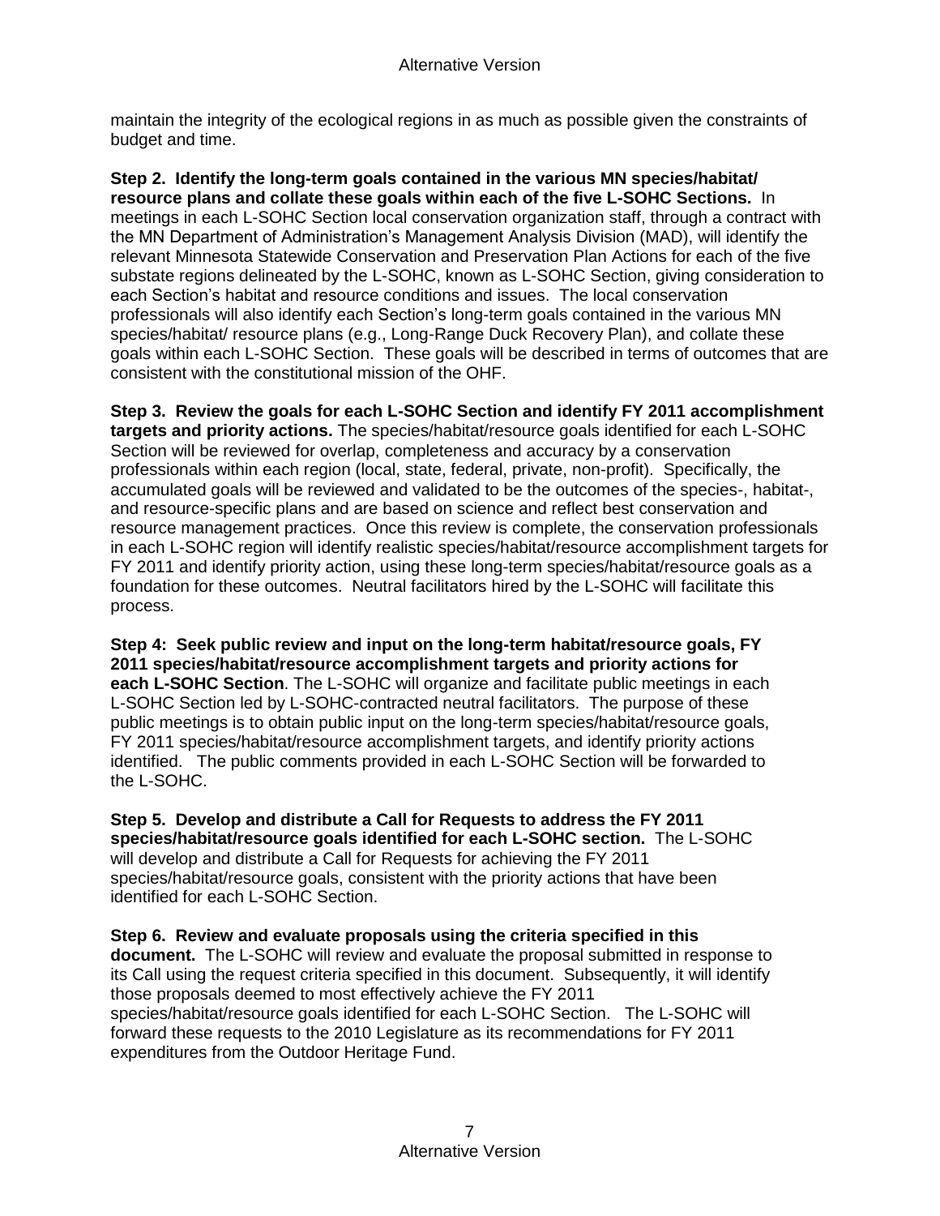maintain the integrity of the ecological regions in as much as possible given the constraints of budget and time.

**Step 2. Identify the long-term goals contained in the various MN species/habitat/ resource plans and collate these goals within each of the five L-SOHC Sections.** In meetings in each L-SOHC Section local conservation organization staff, through a contract with the MN Department of Administration's Management Analysis Division (MAD), will identify the relevant Minnesota Statewide Conservation and Preservation Plan Actions for each of the five substate regions delineated by the L-SOHC, known as L-SOHC Section, giving consideration to each Section's habitat and resource conditions and issues. The local conservation professionals will also identify each Section's long-term goals contained in the various MN species/habitat/ resource plans (e.g., Long-Range Duck Recovery Plan), and collate these goals within each L-SOHC Section. These goals will be described in terms of outcomes that are consistent with the constitutional mission of the OHF.

**Step 3. Review the goals for each L-SOHC Section and identify FY 2011 accomplishment targets and priority actions.** The species/habitat/resource goals identified for each L-SOHC Section will be reviewed for overlap, completeness and accuracy by a conservation professionals within each region (local, state, federal, private, non-profit). Specifically, the accumulated goals will be reviewed and validated to be the outcomes of the species-, habitat-, and resource-specific plans and are based on science and reflect best conservation and resource management practices. Once this review is complete, the conservation professionals in each L-SOHC region will identify realistic species/habitat/resource accomplishment targets for FY 2011 and identify priority action, using these long-term species/habitat/resource goals as a foundation for these outcomes. Neutral facilitators hired by the L-SOHC will facilitate this process.

**Step 4: Seek public review and input on the long-term habitat/resource goals, FY 2011 species/habitat/resource accomplishment targets and priority actions for each L-SOHC Section**. The L-SOHC will organize and facilitate public meetings in each L-SOHC Section led by L-SOHC-contracted neutral facilitators. The purpose of these public meetings is to obtain public input on the long-term species/habitat/resource goals, FY 2011 species/habitat/resource accomplishment targets, and identify priority actions identified. The public comments provided in each L-SOHC Section will be forwarded to the L-SOHC.

**Step 5. Develop and distribute a Call for Requests to address the FY 2011 species/habitat/resource goals identified for each L-SOHC section.** The L-SOHC will develop and distribute a Call for Requests for achieving the FY 2011 species/habitat/resource goals, consistent with the priority actions that have been identified for each L-SOHC Section.

**Step 6. Review and evaluate proposals using the criteria specified in this document.** The L-SOHC will review and evaluate the proposal submitted in response to its Call using the request criteria specified in this document. Subsequently, it will identify those proposals deemed to most effectively achieve the FY 2011 species/habitat/resource goals identified for each L-SOHC Section. The L-SOHC will forward these requests to the 2010 Legislature as its recommendations for FY 2011 expenditures from the Outdoor Heritage Fund.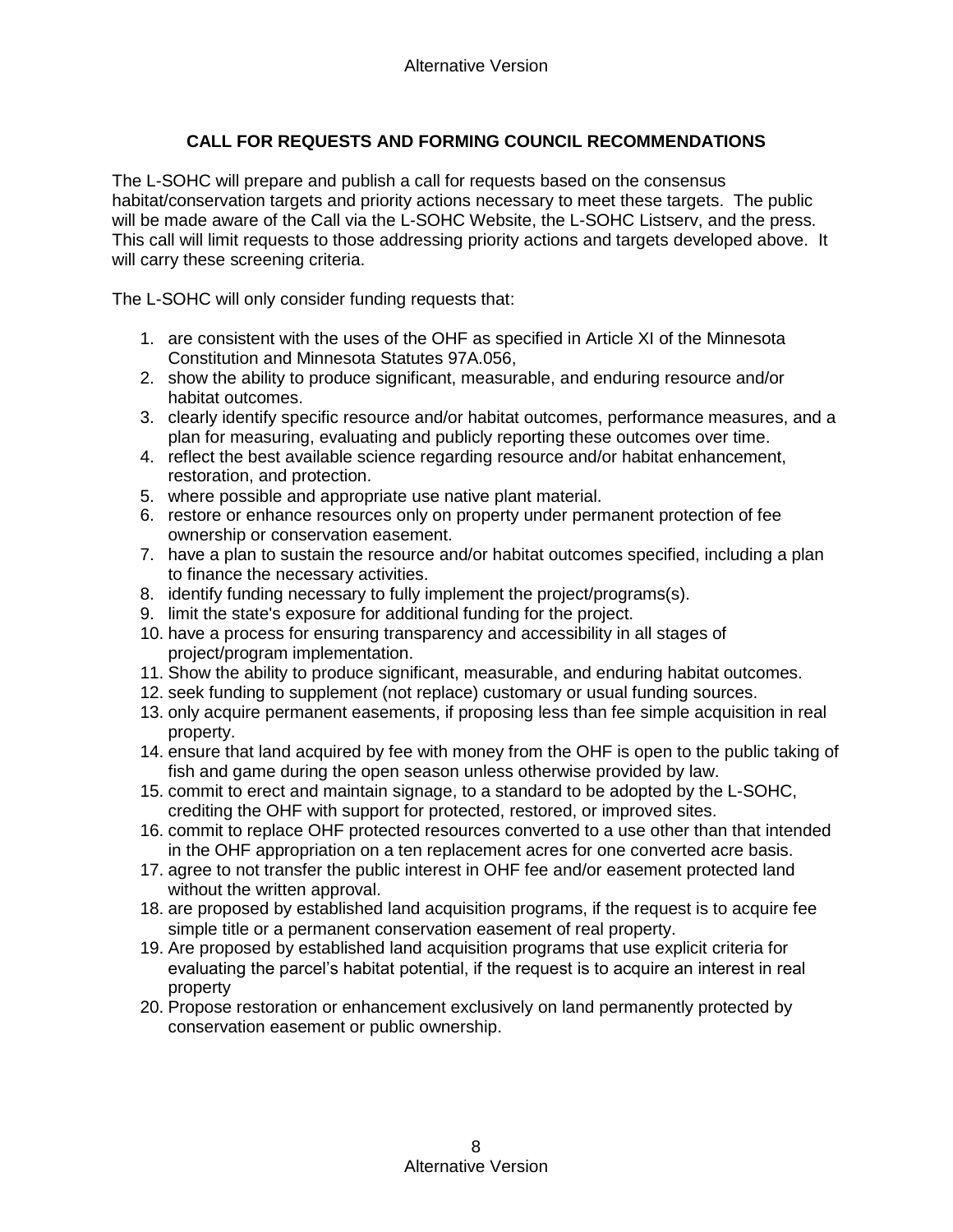## CALL FOR REQUESTS AND FORMING COUNCIL RECOMMENDATIONS

The L-SOHC will prepare and publish a call for requests based on the consensus habitat/conservation targets and priority actions necessary to meet these targets. The public will be made aware of the Call via the L-SOHC Website, the L-SOHC Listserv, and the press. This call will limit requests to those addressing priority actions and targets developed above. It will carry these screening criteria.

The L-SOHC will only consider funding requests that:

1. are consistent with the uses of the OHF as specified in Article XI of the Minnesota Constitution and Minnesota Statutes 97A.056,
2. show the ability to produce significant, measurable, and enduring resource and/or habitat outcomes.
3. clearly identify specific resource and/or habitat outcomes, performance measures, and a plan for measuring, evaluating and publicly reporting these outcomes over time.
4. reflect the best available science regarding resource and/or habitat enhancement, restoration, and protection.
5. where possible and appropriate use native plant material.
6. restore or enhance resources only on property under permanent protection of fee ownership or conservation easement.
7. have a plan to sustain the resource and/or habitat outcomes specified, including a plan to finance the necessary activities.
8. identify funding necessary to fully implement the project/programs(s).
9. limit the state's exposure for additional funding for the project.
10. have a process for ensuring transparency and accessibility in all stages of project/program implementation.
11. Show the ability to produce significant, measurable, and enduring habitat outcomes.
12. seek funding to supplement (not replace) customary or usual funding sources.
13. only acquire permanent easements, if proposing less than fee simple acquisition in real property.
14. ensure that land acquired by fee with money from the OHF is open to the public taking of fish and game during the open season unless otherwise provided by law.
15. commit to erect and maintain signage, to a standard to be adopted by the L-SOHC, crediting the OHF with support for protected, restored, or improved sites.
16. commit to replace OHF protected resources converted to a use other than that intended in the OHF appropriation on a ten replacement acres for one converted acre basis.
17. agree to not transfer the public interest in OHF fee and/or easement protected land without the written approval.
18. are proposed by established land acquisition programs, if the request is to acquire fee simple title or a permanent conservation easement of real property.
19. Are proposed by established land acquisition programs that use explicit criteria for evaluating the parcel's habitat potential, if the request is to acquire an interest in real property
20. Propose restoration or enhancement exclusively on land permanently protected by conservation easement or public ownership.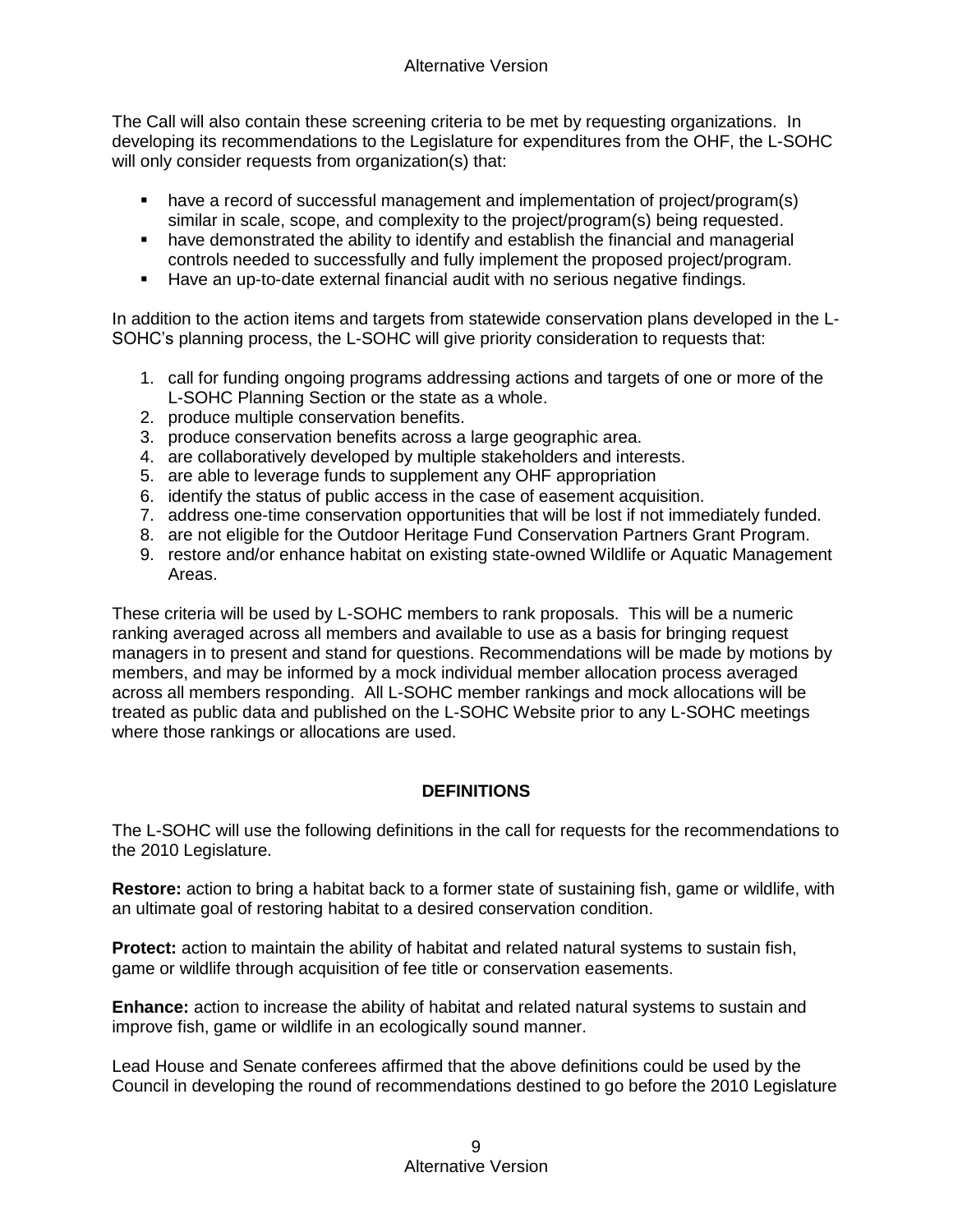The Call will also contain these screening criteria to be met by requesting organizations. In developing its recommendations to the Legislature for expenditures from the OHF, the L-SOHC will only consider requests from organization(s) that:

- have a record of successful management and implementation of project/program(s) similar in scale, scope, and complexity to the project/program(s) being requested.
- have demonstrated the ability to identify and establish the financial and managerial controls needed to successfully and fully implement the proposed project/program.
- Have an up-to-date external financial audit with no serious negative findings.

In addition to the action items and targets from statewide conservation plans developed in the L-SOHC's planning process, the L-SOHC will give priority consideration to requests that:

1. call for funding ongoing programs addressing actions and targets of one or more of the L-SOHC Planning Section or the state as a whole.
2. produce multiple conservation benefits.
3. produce conservation benefits across a large geographic area.
4. are collaboratively developed by multiple stakeholders and interests.
5. are able to leverage funds to supplement any OHF appropriation
6. identify the status of public access in the case of easement acquisition.
7. address one-time conservation opportunities that will be lost if not immediately funded.
8. are not eligible for the Outdoor Heritage Fund Conservation Partners Grant Program.
9. restore and/or enhance habitat on existing state-owned Wildlife or Aquatic Management Areas.

These criteria will be used by L-SOHC members to rank proposals. This will be a numeric ranking averaged across all members and available to use as a basis for bringing request managers in to present and stand for questions. Recommendations will be made by motions by members, and may be informed by a mock individual member allocation process averaged across all members responding. All L-SOHC member rankings and mock allocations will be treated as public data and published on the L-SOHC Website prior to any L-SOHC meetings where those rankings or allocations are used.

## DEFINITIONS

The L-SOHC will use the following definitions in the call for requests for the recommendations to the 2010 Legislature.

**Restore:** action to bring a habitat back to a former state of sustaining fish, game or wildlife, with an ultimate goal of restoring habitat to a desired conservation condition.

**Protect:** action to maintain the ability of habitat and related natural systems to sustain fish, game or wildlife through acquisition of fee title or conservation easements.

**Enhance:** action to increase the ability of habitat and related natural systems to sustain and improve fish, game or wildlife in an ecologically sound manner.

Lead House and Senate conferees affirmed that the above definitions could be used by the Council in developing the round of recommendations destined to go before the 2010 Legislature